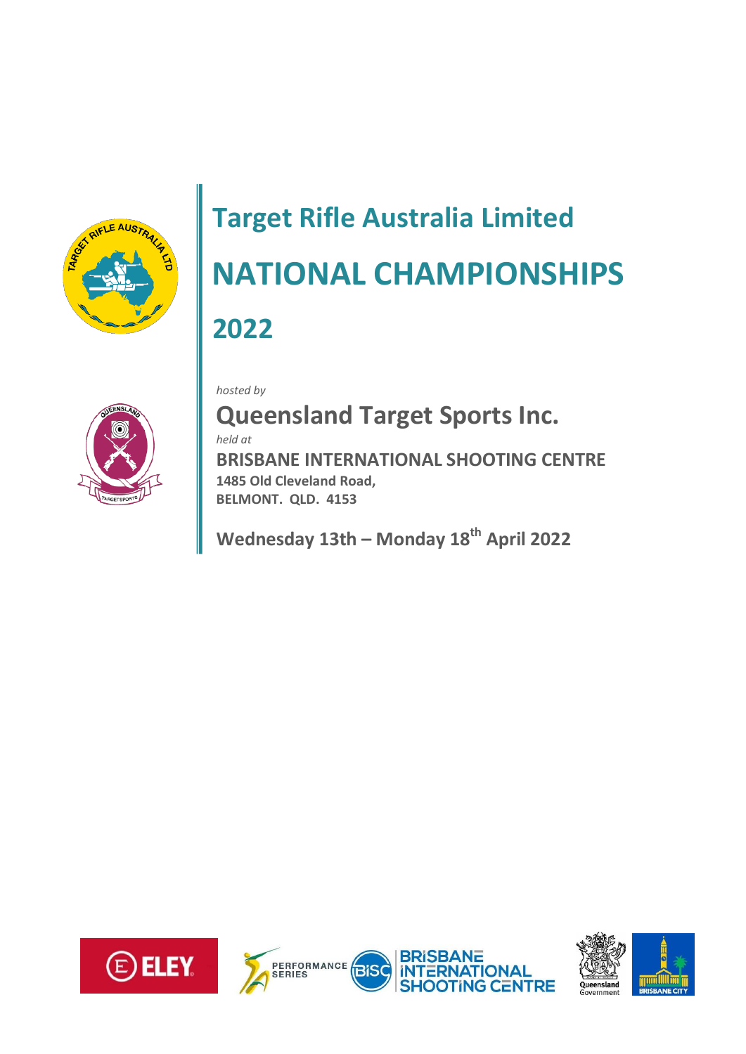# Target Rifle Australia Limited

# NATIONAL CHAMPIONSHIPS

# 2022

*hosted by*

## Queensland Target Sports Inc.

*held at*

**BRISBANE INTERNATIONAL SHOOTING CENTRE**

**1485 Old Cleveland Road,**

**BELMONT. QLD. 4153**

**Wednesday 13th – Monday 18th April 2022**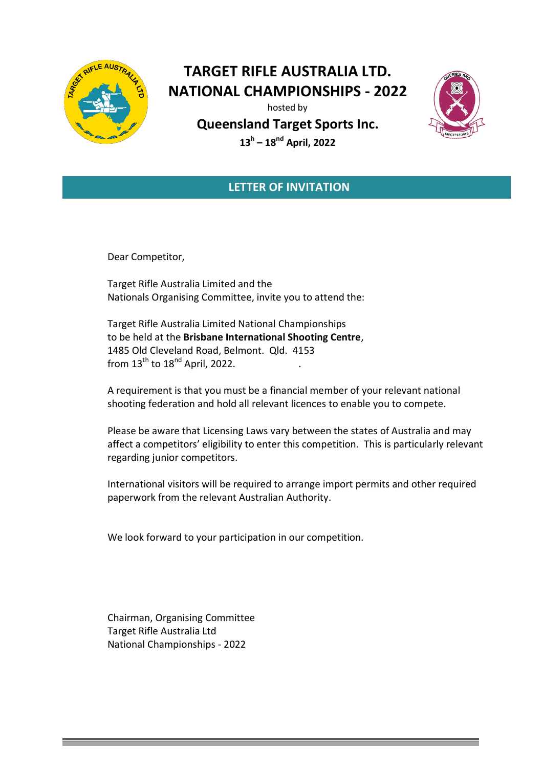# TARGET RIFLE AUSTRALIA LTD. NATIONAL CHAMPIONSHIPS - 2022

hosted by

## Queensland Target Sports Inc.

**13h – 18nd April, 2022**

## LETTER OF INVITATION

Dear Competitor,

Target Rifle Australia Limited and the
Nationals Organising Committee, invite you to attend the:

Target Rifle Australia Limited National Championships
to be held at the **Brisbane International Shooting Centre**,
1485 Old Cleveland Road, Belmont. Qld. 4153
from 13th to 18nd April, 2022.

A requirement is that you must be a financial member of your relevant national shooting federation and hold all relevant licences to enable you to compete.

Please be aware that Licensing Laws vary between the states of Australia and may affect a competitors' eligibility to enter this competition. This is particularly relevant regarding junior competitors.

International visitors will be required to arrange import permits and other required paperwork from the relevant Australian Authority.

We look forward to your participation in our competition.

Chairman, Organising Committee
Target Rifle Australia Ltd
National Championships - 2022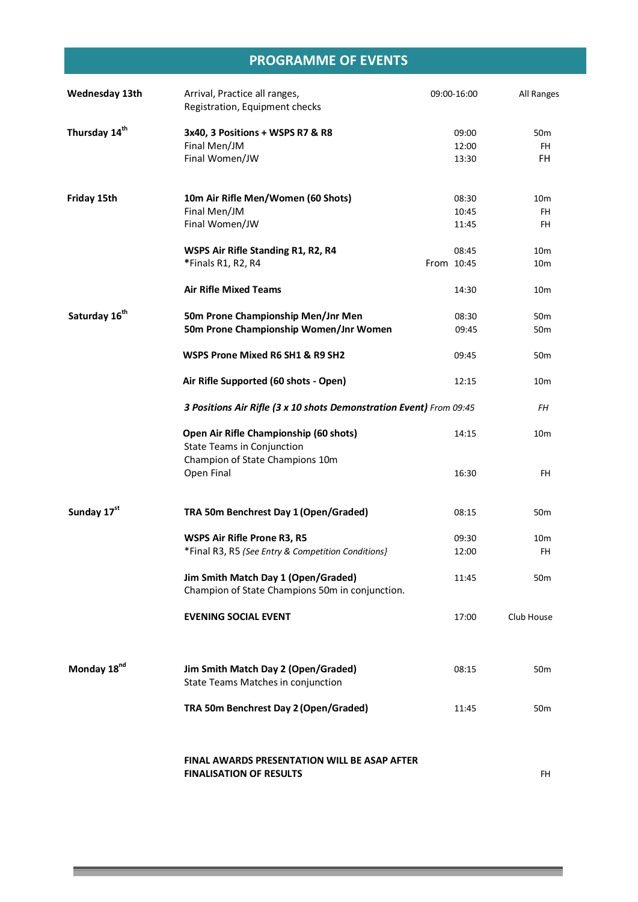## PROGRAMME OF EVENTS

| Day | Event | Time | Location |
|---|---|---|---|
| **Wednesday 13th** | Arrival, Practice all ranges, Registration, Equipment checks | 09:00-16:00 | All Ranges |
| **Thursday 14th** | **3x40, 3 Positions + WSPS R7 & R8** | 09:00 | 50m |
| | Final Men/JM | 12:00 | FH |
| | Final Women/JW | 13:30 | FH |
| **Friday 15th** | **10m Air Rifle Men/Women (60 Shots)** | 08:30 | 10m |
| | Final Men/JM | 10:45 | FH |
| | Final Women/JW | 11:45 | FH |
| | **WSPS Air Rifle Standing R1, R2, R4** | 08:45 | 10m |
| | *Finals R1, R2, R4 | From 10:45 | 10m |
| | **Air Rifle Mixed Teams** | 14:30 | 10m |
| **Saturday 16th** | **50m Prone Championship Men/Jnr Men** | 08:30 | 50m |
| | **50m Prone Championship Women/Jnr Women** | 09:45 | 50m |
| | **WSPS Prone Mixed R6 SH1 & R9 SH2** | 09:45 | 50m |
| | **Air Rifle Supported (60 shots - Open)** | 12:15 | 10m |
| | ***3 Positions Air Rifle (3 x 10 shots Demonstration Event)*** *From 09:45* | | *FH* |
| | **Open Air Rifle Championship (60 shots)** State Teams in Conjunction Champion of State Champions 10m | 14:15 | 10m |
| | Open Final | 16:30 | FH |
| **Sunday 17th** | **TRA 50m Benchrest Day 1 (Open/Graded)** | 08:15 | 50m |
| | **WSPS Air Rifle Prone R3, R5** | 09:30 | 10m |
| | *Final R3, R5 *(See Entry & Competition Conditions}* | 12:00 | FH |
| | **Jim Smith Match Day 1 (Open/Graded)** Champion of State Champions 50m in conjunction. | 11:45 | 50m |
| | **EVENING SOCIAL EVENT** | 17:00 | Club House |
| **Monday 18nd** | **Jim Smith Match Day 2 (Open/Graded)** State Teams Matches in conjunction | 08:15 | 50m |
| | **TRA 50m Benchrest Day 2 (Open/Graded)** | 11:45 | 50m |
| | **FINAL AWARDS PRESENTATION WILL BE ASAP AFTER FINALISATION OF RESULTS** | | FH |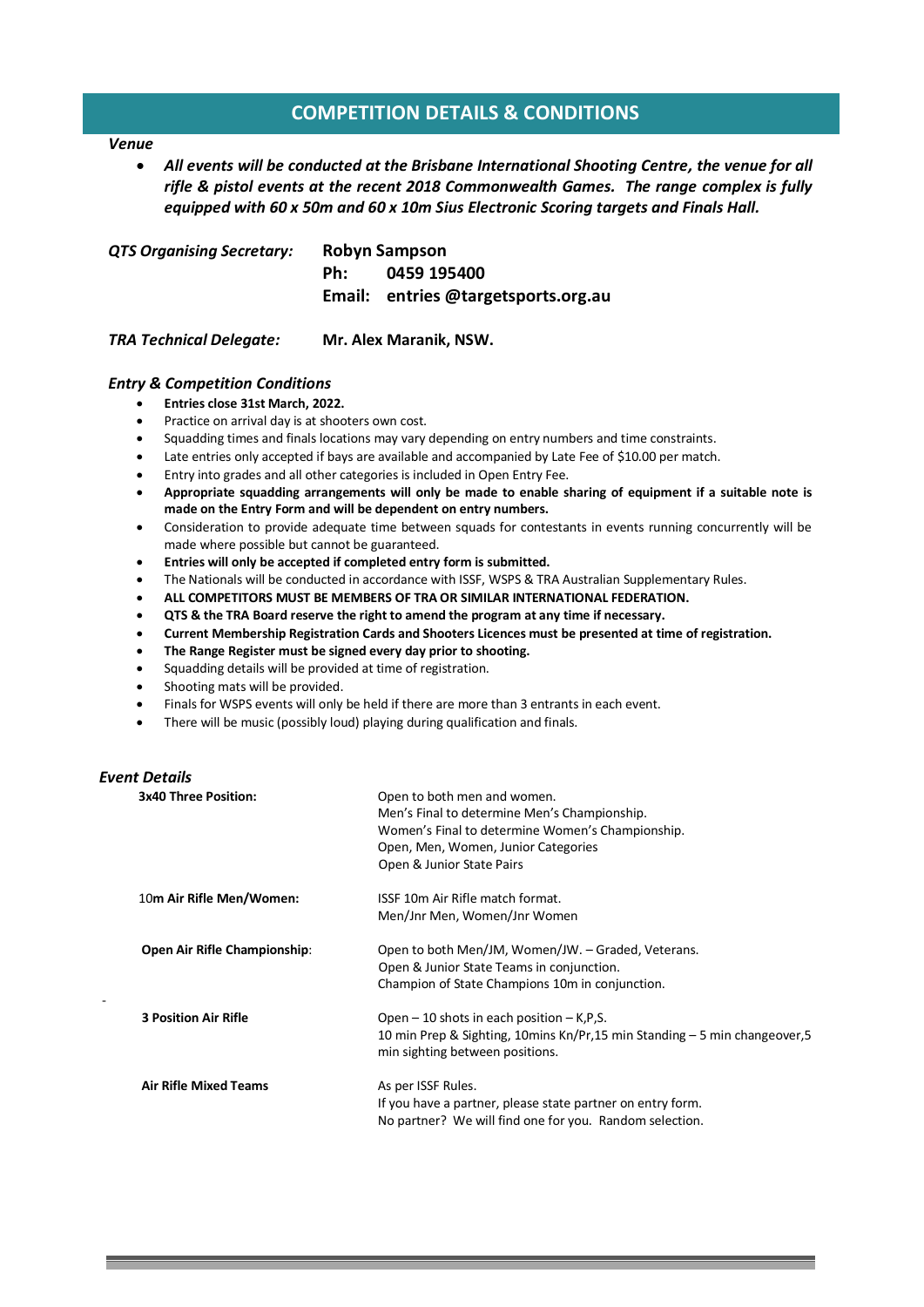## COMPETITION DETAILS & CONDITIONS

### *Venue*

- ***All events will be conducted at the Brisbane International Shooting Centre, the venue for all rifle & pistol events at the recent 2018 Commonwealth Games. The range complex is fully equipped with 60 x 50m and 60 x 10m Sius Electronic Scoring targets and Finals Hall.***

***QTS Organising Secretary:*** **Robyn Sampson**
**Ph: 0459 195400**
**Email: entries @targetsports.org.au**

***TRA Technical Delegate:*** **Mr. Alex Maranik, NSW.**

### *Entry & Competition Conditions*

- **Entries close 31st March, 2022.**
- Practice on arrival day is at shooters own cost.
- Squadding times and finals locations may vary depending on entry numbers and time constraints.
- Late entries only accepted if bays are available and accompanied by Late Fee of $10.00 per match.
- Entry into grades and all other categories is included in Open Entry Fee.
- **Appropriate squadding arrangements will only be made to enable sharing of equipment if a suitable note is made on the Entry Form and will be dependent on entry numbers.**
- Consideration to provide adequate time between squads for contestants in events running concurrently will be made where possible but cannot be guaranteed.
- **Entries will only be accepted if completed entry form is submitted.**
- The Nationals will be conducted in accordance with ISSF, WSPS & TRA Australian Supplementary Rules.
- **ALL COMPETITORS MUST BE MEMBERS OF TRA OR SIMILAR INTERNATIONAL FEDERATION.**
- **QTS & the TRA Board reserve the right to amend the program at any time if necessary.**
- **Current Membership Registration Cards and Shooters Licences must be presented at time of registration.**
- **The Range Register must be signed every day prior to shooting.**
- Squadding details will be provided at time of registration.
- Shooting mats will be provided.
- Finals for WSPS events will only be held if there are more than 3 entrants in each event.
- There will be music (possibly loud) playing during qualification and finals.

### *Event Details*

| | |
|---|---|
| **3x40 Three Position:** | Open to both men and women.<br>Men's Final to determine Men's Championship.<br>Women's Final to determine Women's Championship.<br>Open, Men, Women, Junior Categories<br>Open & Junior State Pairs |
| 10**m Air Rifle Men/Women:** | ISSF 10m Air Rifle match format.<br>Men/Jnr Men, Women/Jnr Women |
| **Open Air Rifle Championship**: | Open to both Men/JM, Women/JW. – Graded, Veterans.<br>Open & Junior State Teams in conjunction.<br>Champion of State Champions 10m in conjunction. |
| **3 Position Air Rifle** | Open – 10 shots in each position – K,P,S.<br>10 min Prep & Sighting, 10mins Kn/Pr,15 min Standing – 5 min changeover,5 min sighting between positions. |
| **Air Rifle Mixed Teams** | As per ISSF Rules.<br>If you have a partner, please state partner on entry form.<br>No partner? We will find one for you. Random selection. |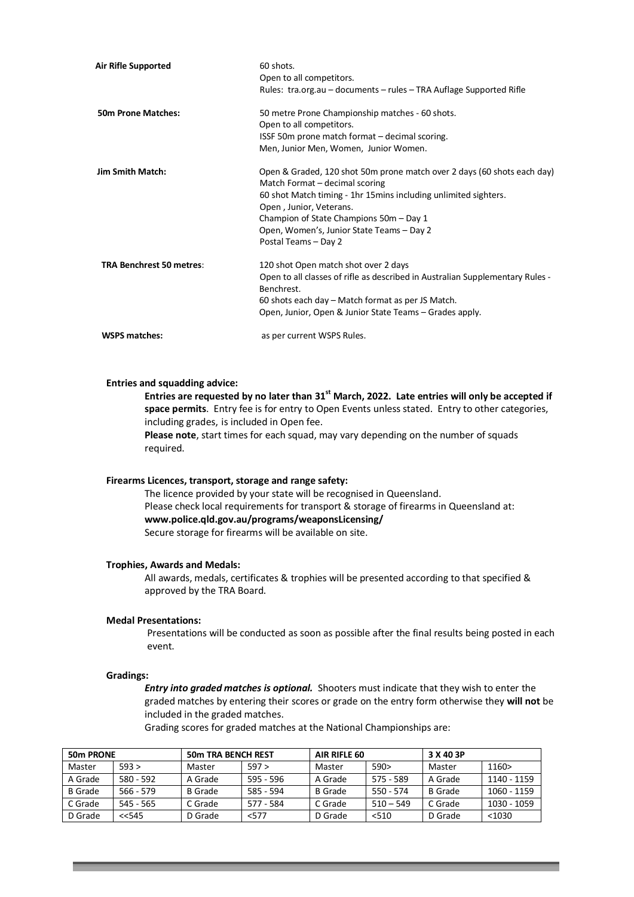**Air Rifle Supported**

60 shots.
Open to all competitors.
Rules: tra.org.au – documents – rules – TRA Auflage Supported Rifle

**50m Prone Matches:**

50 metre Prone Championship matches - 60 shots.
Open to all competitors.
ISSF 50m prone match format – decimal scoring.
Men, Junior Men, Women, Junior Women.

**Jim Smith Match:**

Open & Graded, 120 shot 50m prone match over 2 days (60 shots each day)
Match Format – decimal scoring
60 shot Match timing - 1hr 15mins including unlimited sighters.
Open , Junior, Veterans.
Champion of State Champions 50m – Day 1
Open, Women's, Junior State Teams – Day 2
Postal Teams – Day 2

**TRA Benchrest 50 metres**:

120 shot Open match shot over 2 days
Open to all classes of rifle as described in Australian Supplementary Rules - Benchrest.
60 shots each day – Match format as per JS Match.
Open, Junior, Open & Junior State Teams – Grades apply.

**WSPS matches:**

as per current WSPS Rules.

**Entries and squadding advice:**

**Entries are requested by no later than 31st March, 2022. Late entries will only be accepted if space permits**. Entry fee is for entry to Open Events unless stated. Entry to other categories, including grades, is included in Open fee.

**Please note**, start times for each squad, may vary depending on the number of squads required.

**Firearms Licences, transport, storage and range safety:**

The licence provided by your state will be recognised in Queensland.
Please check local requirements for transport & storage of firearms in Queensland at:
**www.police.qld.gov.au/programs/weaponsLicensing/**
Secure storage for firearms will be available on site.

**Trophies, Awards and Medals:**

All awards, medals, certificates & trophies will be presented according to that specified & approved by the TRA Board.

**Medal Presentations:**

Presentations will be conducted as soon as possible after the final results being posted in each event.

**Gradings:**

***Entry into graded matches is optional.*** Shooters must indicate that they wish to enter the graded matches by entering their scores or grade on the entry form otherwise they **will not** be included in the graded matches.

Grading scores for graded matches at the National Championships are:

| **50m PRONE** | | **50m TRA BENCH REST** | | **AIR RIFLE 60** | | **3 X 40 3P** | |
|---|---|---|---|---|---|---|---|
| Master | 593 > | Master | 597 > | Master | 590> | Master | 1160> |
| A Grade | 580 - 592 | A Grade | 595 - 596 | A Grade | 575 - 589 | A Grade | 1140 - 1159 |
| B Grade | 566 - 579 | B Grade | 585 - 594 | B Grade | 550 - 574 | B Grade | 1060 - 1159 |
| C Grade | 545 - 565 | C Grade | 577 - 584 | C Grade | 510 – 549 | C Grade | 1030 - 1059 |
| D Grade | <<545 | D Grade | <577 | D Grade | <510 | D Grade | <1030 |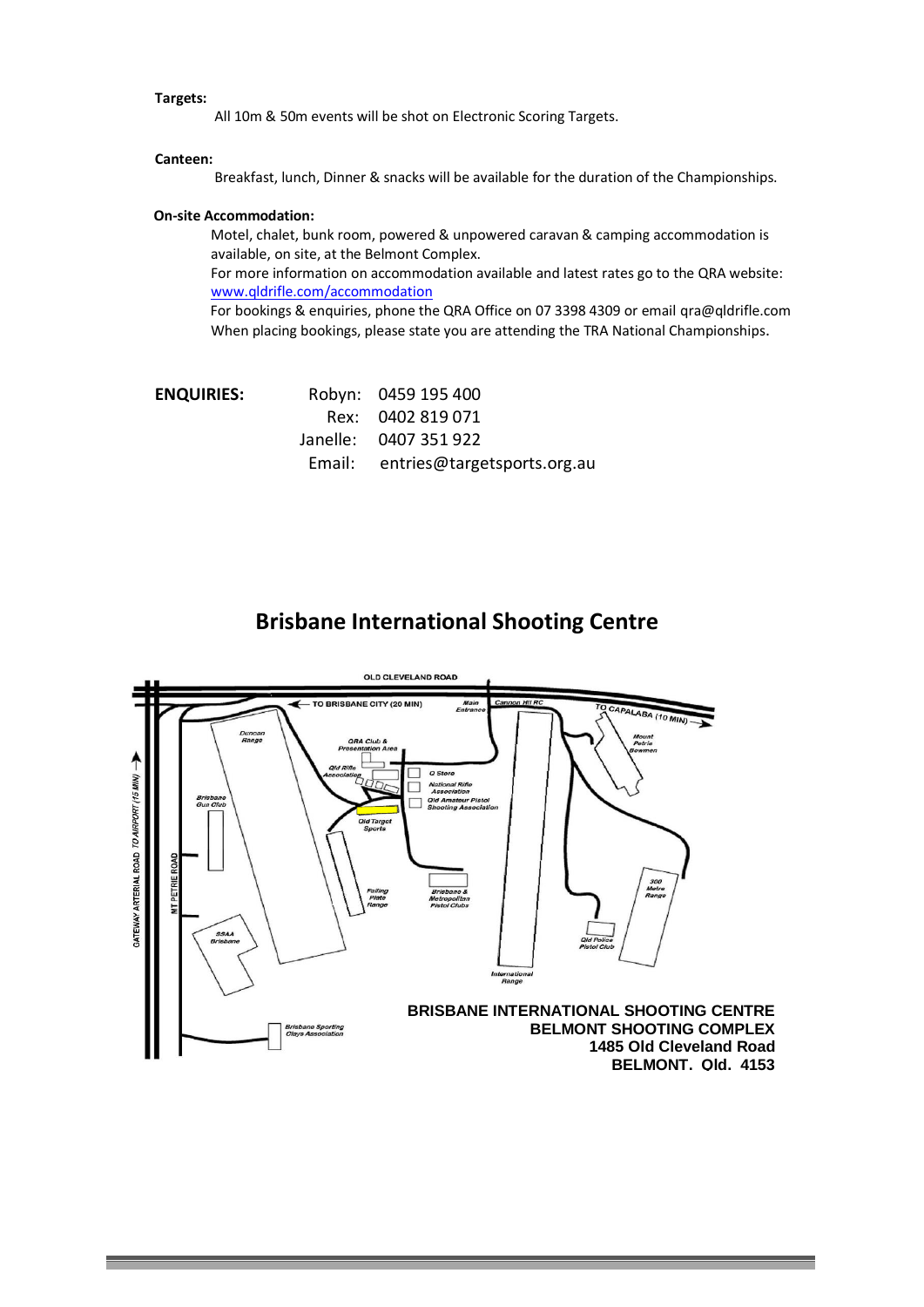**Targets:**

All 10m & 50m events will be shot on Electronic Scoring Targets.

**Canteen:**

Breakfast, lunch, Dinner & snacks will be available for the duration of the Championships.

**On-site Accommodation:**

Motel, chalet, bunk room, powered & unpowered caravan & camping accommodation is available, on site, at the Belmont Complex.

For more information on accommodation available and latest rates go to the QRA website: www.qldrifle.com/accommodation

For bookings & enquiries, phone the QRA Office on 07 3398 4309 or email qra@qldrifle.com

When placing bookings, please state you are attending the TRA National Championships.

**ENQUIRIES:**

Robyn: 0459 195 400

Rex: 0402 819 071

Janelle: 0407 351 922

Email: entries@targetsports.org.au

## Brisbane International Shooting Centre

OLD CLEVELAND ROAD

TO BRISBANE CITY (20 MIN)

Main Entrance

Cannon Hill RC

TO CAPALABA (10 MIN)

Duncan Range

QRA Club & Presentation Area

Mount Petrie Bowmen

Qld Rifle Association

Q Store

National Rifle Association

Qld Amateur Pistol Shooting Association

Brisbane Gun Club

Qld Target Sports

GATEWAY ARTERIAL ROAD TO AIRPORT (15 MIN)

MT PETRIE ROAD

300 Metre Range

Falling Plate Range

Brisbane & Metropolitan Pistol Clubs

SSAA Brisbane

Qld Police Pistol Club

International Range

Brisbane Sporting Clays Association

**BRISBANE INTERNATIONAL SHOOTING CENTRE**
**BELMONT SHOOTING COMPLEX**
**1485 Old Cleveland Road**
**BELMONT. Qld. 4153**